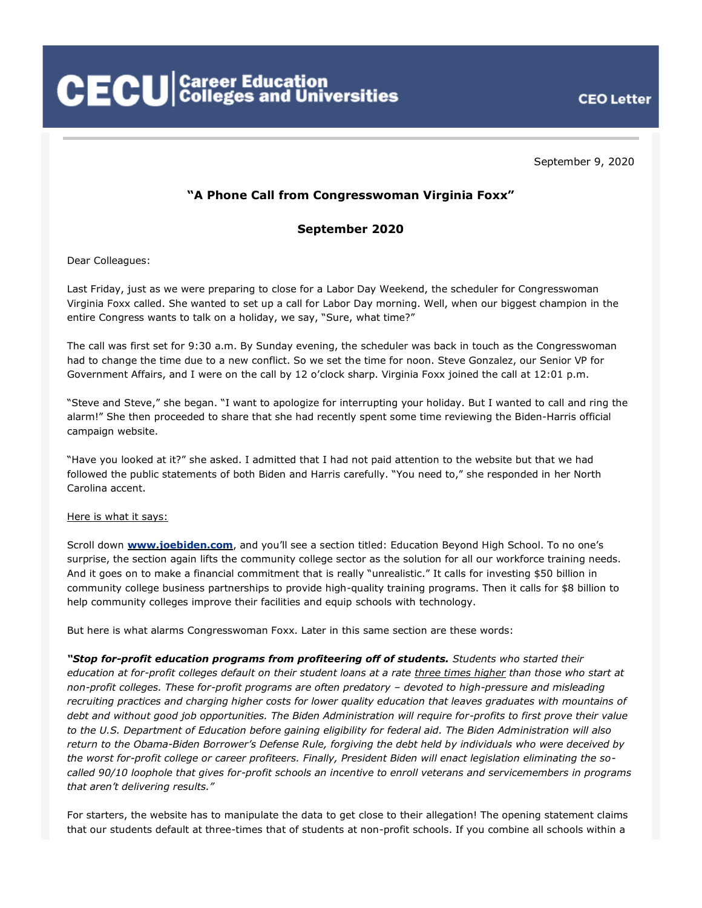# CECU | Career Education Colleges and Universities

CEO Letter

September 9, 2020

## "A Phone Call from Congresswoman Virginia Foxx"

## September 2020

Dear Colleagues:

Last Friday, just as we were preparing to close for a Labor Day Weekend, the scheduler for Congresswoman Virginia Foxx called. She wanted to set up a call for Labor Day morning. Well, when our biggest champion in the entire Congress wants to talk on a holiday, we say, "Sure, what time?"

The call was first set for 9:30 a.m. By Sunday evening, the scheduler was back in touch as the Congresswoman had to change the time due to a new conflict. So we set the time for noon. Steve Gonzalez, our Senior VP for Government Affairs, and I were on the call by 12 o'clock sharp. Virginia Foxx joined the call at 12:01 p.m.

"Steve and Steve," she began. "I want to apologize for interrupting your holiday. But I wanted to call and ring the alarm!" She then proceeded to share that she had recently spent some time reviewing the Biden-Harris official campaign website.

"Have you looked at it?" she asked. I admitted that I had not paid attention to the website but that we had followed the public statements of both Biden and Harris carefully. "You need to," she responded in her North Carolina accent.

Here is what it says:

Scroll down **www.joebiden.com**, and you'll see a section titled: Education Beyond High School. To no one's surprise, the section again lifts the community college sector as the solution for all our workforce training needs. And it goes on to make a financial commitment that is really "unrealistic." It calls for investing $50 billion in community college business partnerships to provide high-quality training programs. Then it calls for $8 billion to help community colleges improve their facilities and equip schools with technology.

But here is what alarms Congresswoman Foxx. Later in this same section are these words:

***"Stop for-profit education programs from profiteering off of students.*** *Students who started their education at for-profit colleges default on their student loans at a rate three times higher than those who start at non-profit colleges. These for-profit programs are often predatory – devoted to high-pressure and misleading recruiting practices and charging higher costs for lower quality education that leaves graduates with mountains of debt and without good job opportunities. The Biden Administration will require for-profits to first prove their value to the U.S. Department of Education before gaining eligibility for federal aid. The Biden Administration will also return to the Obama-Biden Borrower's Defense Rule, forgiving the debt held by individuals who were deceived by the worst for-profit college or career profiteers. Finally, President Biden will enact legislation eliminating the so-called 90/10 loophole that gives for-profit schools an incentive to enroll veterans and servicemembers in programs that aren't delivering results."*

For starters, the website has to manipulate the data to get close to their allegation! The opening statement claims that our students default at three-times that of students at non-profit schools. If you combine all schools within a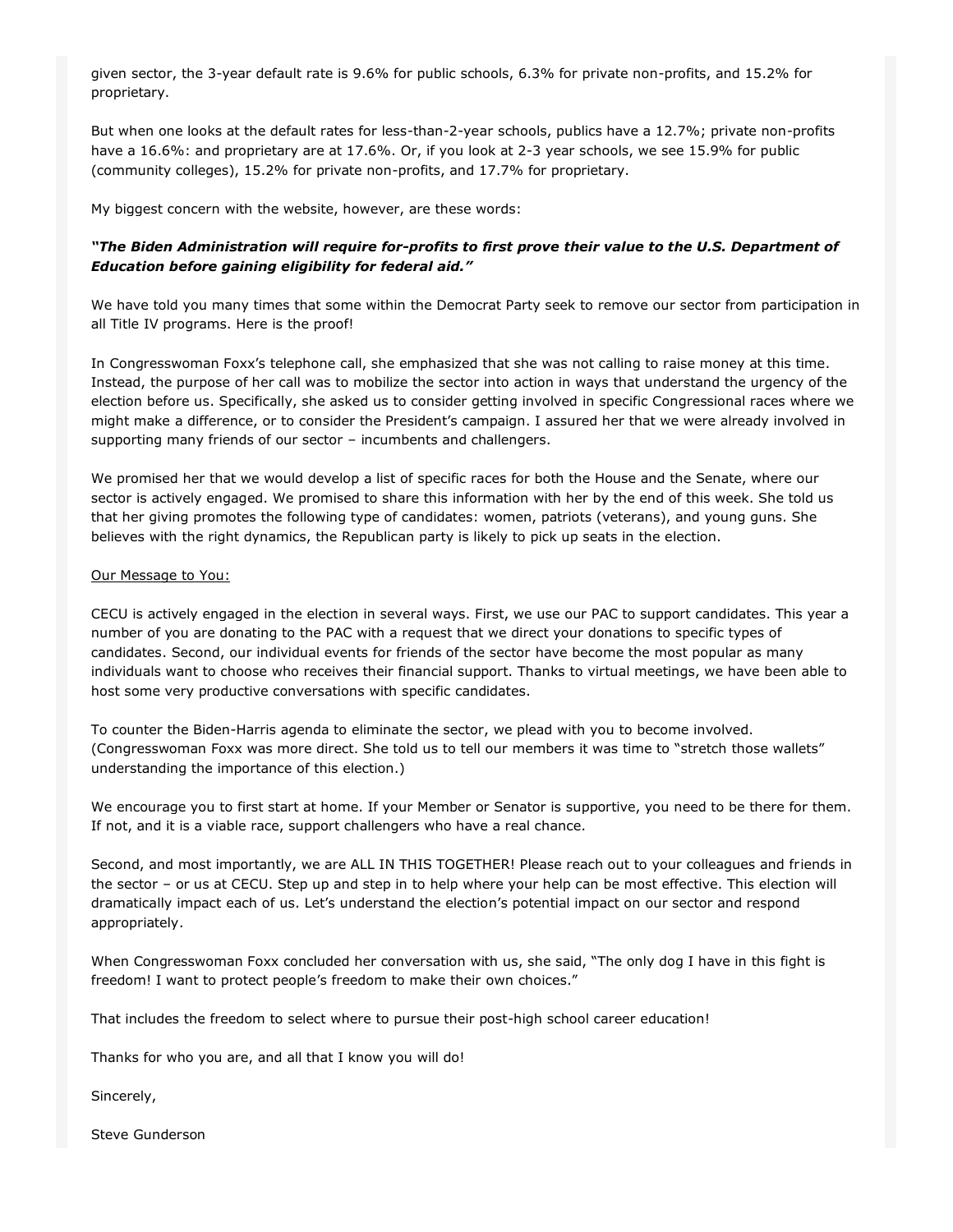given sector, the 3-year default rate is 9.6% for public schools, 6.3% for private non-profits, and 15.2% for proprietary.

But when one looks at the default rates for less-than-2-year schools, publics have a 12.7%; private non-profits have a 16.6%: and proprietary are at 17.6%. Or, if you look at 2-3 year schools, we see 15.9% for public (community colleges), 15.2% for private non-profits, and 17.7% for proprietary.

My biggest concern with the website, however, are these words:

***"The Biden Administration will require for-profits to first prove their value to the U.S. Department of Education before gaining eligibility for federal aid."***

We have told you many times that some within the Democrat Party seek to remove our sector from participation in all Title IV programs. Here is the proof!

In Congresswoman Foxx's telephone call, she emphasized that she was not calling to raise money at this time. Instead, the purpose of her call was to mobilize the sector into action in ways that understand the urgency of the election before us. Specifically, she asked us to consider getting involved in specific Congressional races where we might make a difference, or to consider the President's campaign. I assured her that we were already involved in supporting many friends of our sector – incumbents and challengers.

We promised her that we would develop a list of specific races for both the House and the Senate, where our sector is actively engaged. We promised to share this information with her by the end of this week. She told us that her giving promotes the following type of candidates: women, patriots (veterans), and young guns. She believes with the right dynamics, the Republican party is likely to pick up seats in the election.

<u>Our Message to You:</u>

CECU is actively engaged in the election in several ways. First, we use our PAC to support candidates. This year a number of you are donating to the PAC with a request that we direct your donations to specific types of candidates. Second, our individual events for friends of the sector have become the most popular as many individuals want to choose who receives their financial support. Thanks to virtual meetings, we have been able to host some very productive conversations with specific candidates.

To counter the Biden-Harris agenda to eliminate the sector, we plead with you to become involved. (Congresswoman Foxx was more direct. She told us to tell our members it was time to "stretch those wallets" understanding the importance of this election.)

We encourage you to first start at home. If your Member or Senator is supportive, you need to be there for them. If not, and it is a viable race, support challengers who have a real chance.

Second, and most importantly, we are ALL IN THIS TOGETHER! Please reach out to your colleagues and friends in the sector – or us at CECU. Step up and step in to help where your help can be most effective. This election will dramatically impact each of us. Let's understand the election's potential impact on our sector and respond appropriately.

When Congresswoman Foxx concluded her conversation with us, she said, "The only dog I have in this fight is freedom! I want to protect people's freedom to make their own choices."

That includes the freedom to select where to pursue their post-high school career education!

Thanks for who you are, and all that I know you will do!

Sincerely,

Steve Gunderson